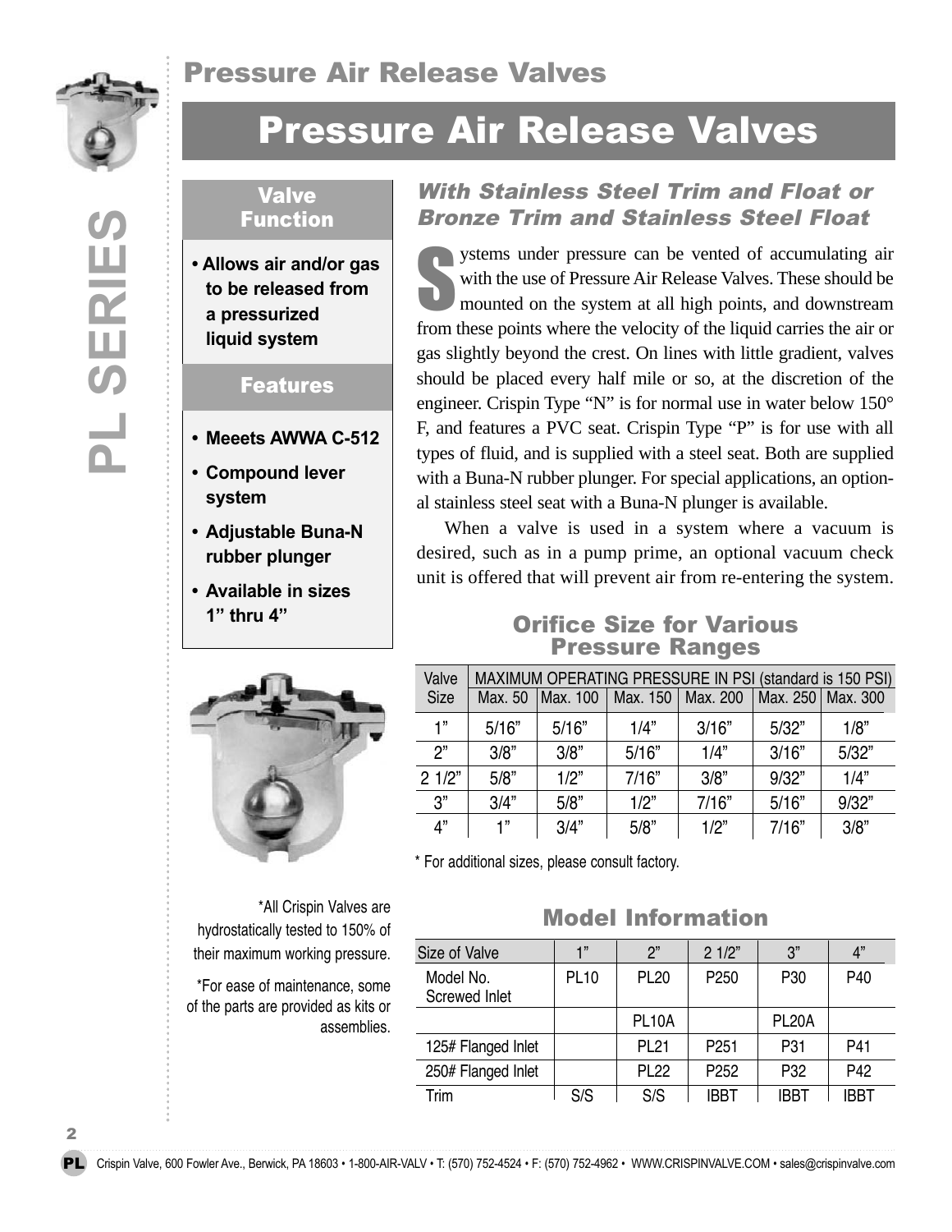# Pressure Air Release Valves

## Pressure Air Release Valves

### Valve Function

- Allows air and/or gas to be released from a pressurized liquid system

### Features

- Meeets AWWA C-512
- Compound lever system
- Adjustable Buna-N rubber plunger
- Available in sizes 1" thru 4"

*All Crispin Valves are hydrostatically tested to 150% of their maximum working pressure.

*For ease of maintenance, some of the parts are provided as kits or assemblies.

### *With Stainless Steel Trim and Float or Bronze Trim and Stainless Steel Float*

Systems under pressure can be vented of accumulating air with the use of Pressure Air Release Valves. These should be mounted on the system at all high points, and downstream from these points where the velocity of the liquid carries the air or gas slightly beyond the crest. On lines with little gradient, valves should be placed every half mile or so, at the discretion of the engineer. Crispin Type "N" is for normal use in water below 150° F, and features a PVC seat. Crispin Type "P" is for use with all types of fluid, and is supplied with a steel seat. Both are supplied with a Buna-N rubber plunger. For special applications, an optional stainless steel seat with a Buna-N plunger is available.

When a valve is used in a system where a vacuum is desired, such as in a pump prime, an optional vacuum check unit is offered that will prevent air from re-entering the system.

### Orifice Size for Various Pressure Ranges

| Valve Size | MAXIMUM OPERATING PRESSURE IN PSI (standard is 150 PSI) | | | | | |
|---|---|---|---|---|---|---|
| | Max. 50 | Max. 100 | Max. 150 | Max. 200 | Max. 250 | Max. 300 |
| 1" | 5/16" | 5/16" | 1/4" | 3/16" | 5/32" | 1/8" |
| 2" | 3/8" | 3/8" | 5/16" | 1/4" | 3/16" | 5/32" |
| 2 1/2" | 5/8" | 1/2" | 7/16" | 3/8" | 9/32" | 1/4" |
| 3" | 3/4" | 5/8" | 1/2" | 7/16" | 5/16" | 9/32" |
| 4" | 1" | 3/4" | 5/8" | 1/2" | 7/16" | 3/8" |

* For additional sizes, please consult factory.

### Model Information

| Size of Valve | 1" | 2" | 2 1/2" | 3" | 4" |
|---|---|---|---|---|---|
| Model No. Screwed Inlet | PL10 | PL20 | P250 | P30 | P40 |
| | | PL10A | | PL20A | |
| 125# Flanged Inlet | | PL21 | P251 | P31 | P41 |
| 250# Flanged Inlet | | PL22 | P252 | P32 | P42 |
| Trim | S/S | S/S | IBBT | IBBT | IBBT |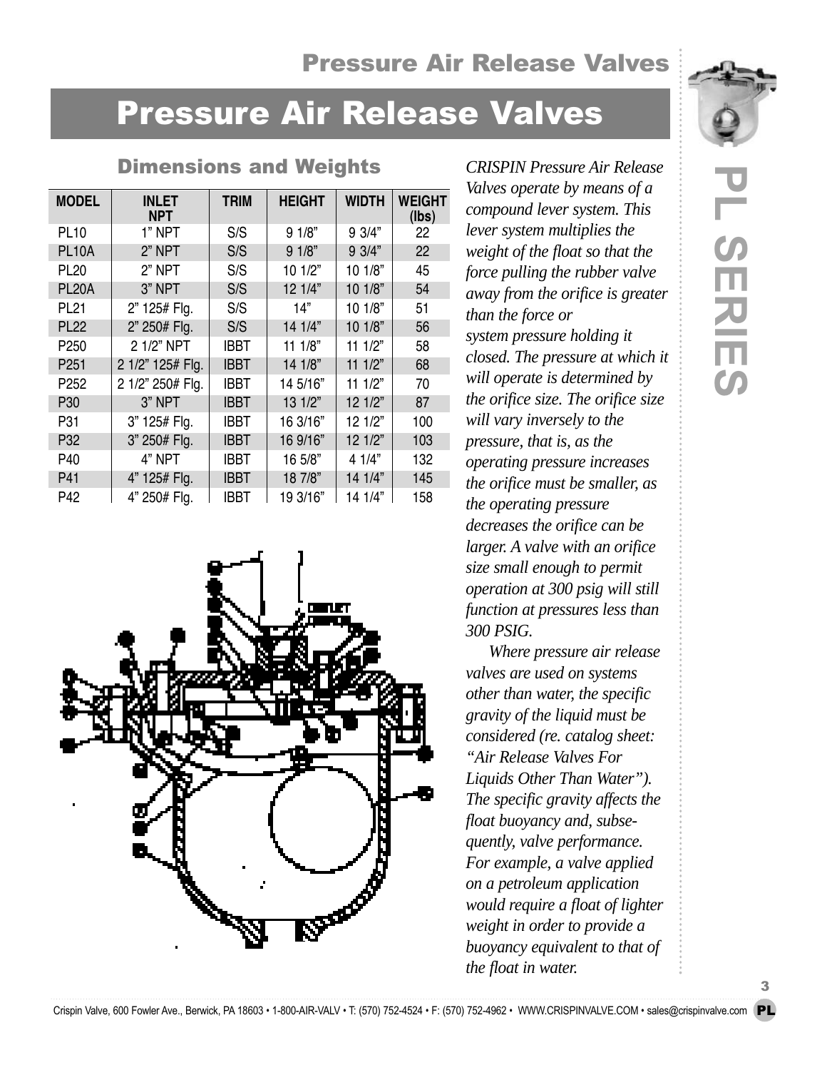# Pressure Air Release Valves

## Dimensions and Weights

| MODEL | INLET NPT | TRIM | HEIGHT | WIDTH | WEIGHT (lbs) |
|---|---|---|---|---|---|
| PL10 | 1" NPT | S/S | 9 1/8" | 9 3/4" | 22 |
| PL10A | 2" NPT | S/S | 9 1/8" | 9 3/4" | 22 |
| PL20 | 2" NPT | S/S | 10 1/2" | 10 1/8" | 45 |
| PL20A | 3" NPT | S/S | 12 1/4" | 10 1/8" | 54 |
| PL21 | 2" 125# Flg. | S/S | 14" | 10 1/8" | 51 |
| PL22 | 2" 250# Flg. | S/S | 14 1/4" | 10 1/8" | 56 |
| P250 | 2 1/2" NPT | IBBT | 11 1/8" | 11 1/2" | 58 |
| P251 | 2 1/2" 125# Flg. | IBBT | 14 1/8" | 11 1/2" | 68 |
| P252 | 2 1/2" 250# Flg. | IBBT | 14 5/16" | 11 1/2" | 70 |
| P30 | 3" NPT | IBBT | 13 1/2" | 12 1/2" | 87 |
| P31 | 3" 125# Flg. | IBBT | 16 3/16" | 12 1/2" | 100 |
| P32 | 3" 250# Flg. | IBBT | 16 9/16" | 12 1/2" | 103 |
| P40 | 4" NPT | IBBT | 16 5/8" | 4 1/4" | 132 |
| P41 | 4" 125# Flg. | IBBT | 18 7/8" | 14 1/4" | 145 |
| P42 | 4" 250# Flg. | IBBT | 19 3/16" | 14 1/4" | 158 |

OUTLET

*CRISPIN Pressure Air Release Valves operate by means of a compound lever system. This lever system multiplies the weight of the float so that the force pulling the rubber valve away from the orifice is greater than the force or system pressure holding it closed. The pressure at which it will operate is determined by the orifice size. The orifice size will vary inversely to the pressure, that is, as the operating pressure increases the orifice must be smaller, as the operating pressure decreases the orifice can be larger. A valve with an orifice size small enough to permit operation at 300 psig will still function at pressures less than 300 PSIG.*

*Where pressure air release valves are used on systems other than water, the specific gravity of the liquid must be considered (re. catalog sheet: "Air Release Valves For Liquids Other Than Water"). The specific gravity affects the float buoyancy and, subsequently, valve performance. For example, a valve applied on a petroleum application would require a float of lighter weight in order to provide a buoyancy equivalent to that of the float in water.*

PL SERIES

Crispin Valve, 600 Fowler Ave., Berwick, PA 18603 • 1-800-AIR-VALV • T: (570) 752-4524 • F: (570) 752-4962 • WWW.CRISPINVALVE.COM • sales@crispinvalve.com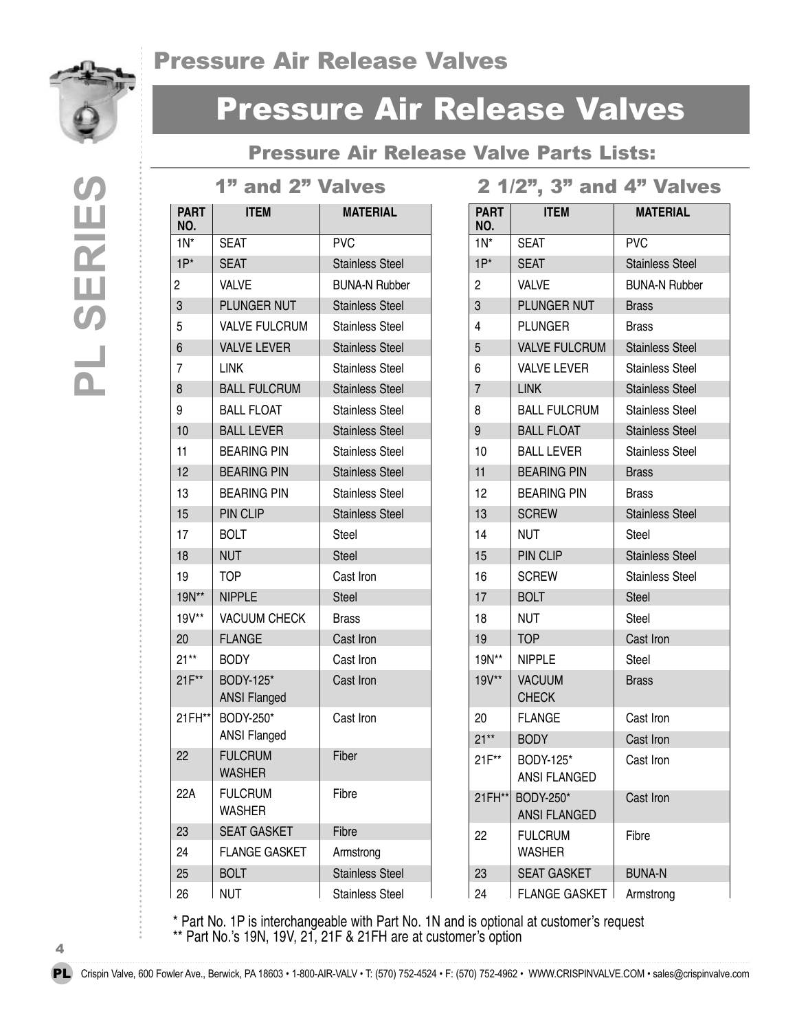# Pressure Air Release Valves

## Pressure Air Release Valve Parts Lists:

### 1" and 2" Valves

| PART NO. | ITEM | MATERIAL |
|---|---|---|
| 1N* | SEAT | PVC |
| 1P* | SEAT | Stainless Steel |
| 2 | VALVE | BUNA-N Rubber |
| 3 | PLUNGER NUT | Stainless Steel |
| 5 | VALVE FULCRUM | Stainless Steel |
| 6 | VALVE LEVER | Stainless Steel |
| 7 | LINK | Stainless Steel |
| 8 | BALL FULCRUM | Stainless Steel |
| 9 | BALL FLOAT | Stainless Steel |
| 10 | BALL LEVER | Stainless Steel |
| 11 | BEARING PIN | Stainless Steel |
| 12 | BEARING PIN | Stainless Steel |
| 13 | BEARING PIN | Stainless Steel |
| 15 | PIN CLIP | Stainless Steel |
| 17 | BOLT | Steel |
| 18 | NUT | Steel |
| 19 | TOP | Cast Iron |
| 19N** | NIPPLE | Steel |
| 19V** | VACUUM CHECK | Brass |
| 20 | FLANGE | Cast Iron |
| 21** | BODY | Cast Iron |
| 21F** | BODY-125* ANSI Flanged | Cast Iron |
| 21FH** | BODY-250* ANSI Flanged | Cast Iron |
| 22 | FULCRUM WASHER | Fiber |
| 22A | FULCRUM WASHER | Fibre |
| 23 | SEAT GASKET | Fibre |
| 24 | FLANGE GASKET | Armstrong |
| 25 | BOLT | Stainless Steel |
| 26 | NUT | Stainless Steel |

### 2 1/2", 3" and 4" Valves

| PART NO. | ITEM | MATERIAL |
|---|---|---|
| 1N* | SEAT | PVC |
| 1P* | SEAT | Stainless Steel |
| 2 | VALVE | BUNA-N Rubber |
| 3 | PLUNGER NUT | Brass |
| 4 | PLUNGER | Brass |
| 5 | VALVE FULCRUM | Stainless Steel |
| 6 | VALVE LEVER | Stainless Steel |
| 7 | LINK | Stainless Steel |
| 8 | BALL FULCRUM | Stainless Steel |
| 9 | BALL FLOAT | Stainless Steel |
| 10 | BALL LEVER | Stainless Steel |
| 11 | BEARING PIN | Brass |
| 12 | BEARING PIN | Brass |
| 13 | SCREW | Stainless Steel |
| 14 | NUT | Steel |
| 15 | PIN CLIP | Stainless Steel |
| 16 | SCREW | Stainless Steel |
| 17 | BOLT | Steel |
| 18 | NUT | Steel |
| 19 | TOP | Cast Iron |
| 19N** | NIPPLE | Steel |
| 19V** | VACUUM CHECK | Brass |
| 20 | FLANGE | Cast Iron |
| 21** | BODY | Cast Iron |
| 21F** | BODY-125* ANSI FLANGED | Cast Iron |
| 21FH** | BODY-250* ANSI FLANGED | Cast Iron |
| 22 | FULCRUM WASHER | Fibre |
| 23 | SEAT GASKET | BUNA-N |
| 24 | FLANGE GASKET | Armstrong |

\* Part No. 1P is interchangeable with Part No. 1N and is optional at customer's request
\*\* Part No.'s 19N, 19V, 21, 21F & 21FH are at customer's option

PL SERIES

Crispin Valve, 600 Fowler Ave., Berwick, PA 18603 • 1-800-AIR-VALV • T: (570) 752-4524 • F: (570) 752-4962 • WWW.CRISPINVALVE.COM • sales@crispinvalve.com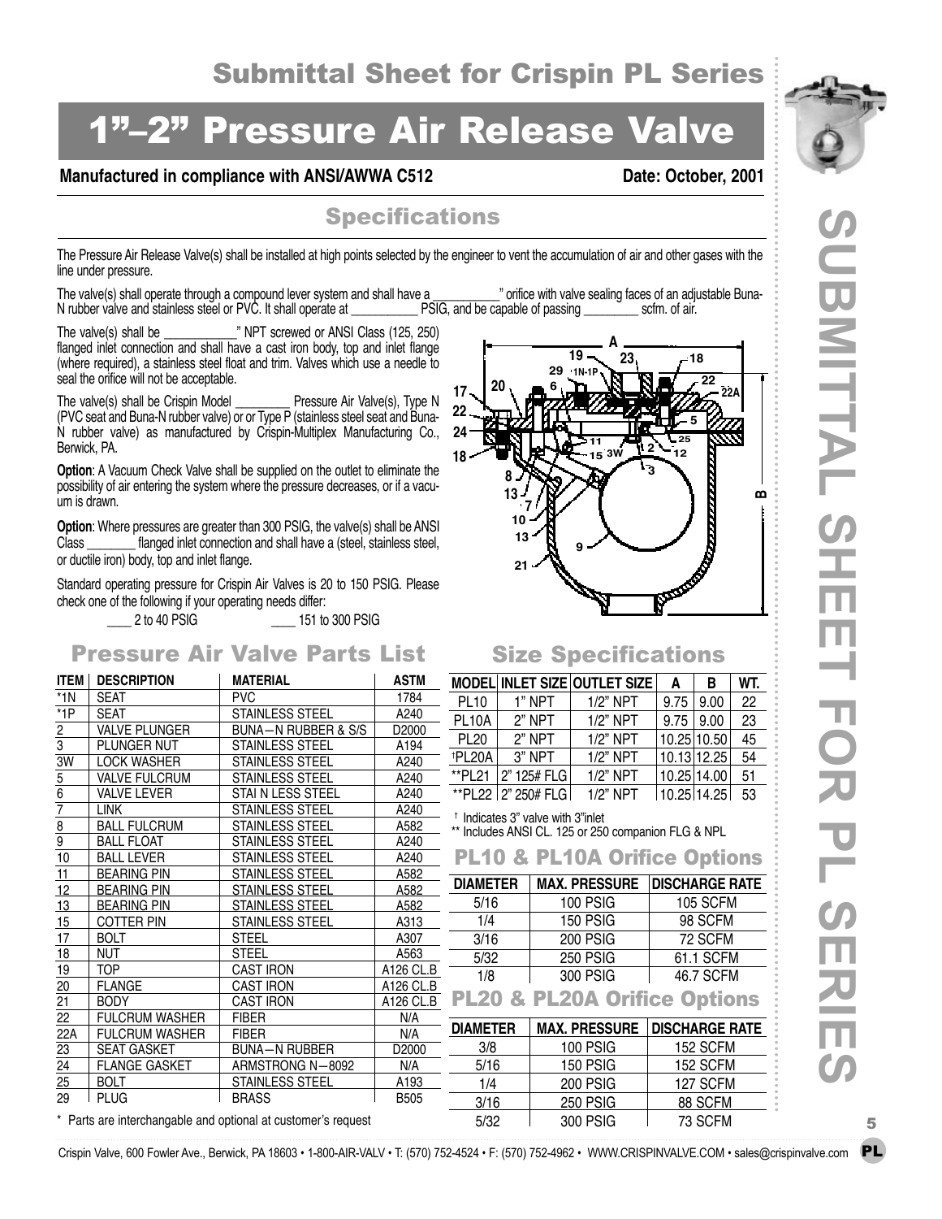# Submittal Sheet for Crispin PL Series

# 1"–2" Pressure Air Release Valve

**Manufactured in compliance with ANSI/AWWA C512** **Date: October, 2001**

## Specifications

The Pressure Air Release Valve(s) shall be installed at high points selected by the engineer to vent the accumulation of air and other gases with the line under pressure.

The valve(s) shall operate through a compound lever system and shall have a __________" orifice with valve sealing faces of an adjustable Buna-N rubber valve and stainless steel or PVC. It shall operate at __________ PSIG, and be capable of passing ________ scfm. of air.

The valve(s) shall be ___________" NPT screwed or ANSI Class (125, 250) flanged inlet connection and shall have a cast iron body, top and inlet flange (where required), a stainless steel float and trim. Valves which use a needle to seal the orifice will not be acceptable.

The valve(s) shall be Crispin Model ________ Pressure Air Valve(s), Type N (PVC seat and Buna-N rubber valve) or Type P (stainless steel seat and Buna-N rubber valve) as manufactured by Crispin-Multiplex Manufacturing Co., Berwick, PA.

**Option**: A Vacuum Check Valve shall be supplied on the outlet to eliminate the possibility of air entering the system where the pressure decreases, or if a vacuum is drawn.

**Option**: Where pressures are greater than 300 PSIG, the valve(s) shall be ANSI Class ________ flanged inlet connection and shall have a (steel, stainless steel, or ductile iron) body, top and inlet flange.

Standard operating pressure for Crispin Air Valves is 20 to 150 PSIG. Please check one of the following if your operating needs differ:

____ 2 to 40 PSIG ____ 151 to 300 PSIG

## Pressure Air Valve Parts List

| ITEM | DESCRIPTION | MATERIAL | ASTM |
|---|---|---|---|
| *1N | SEAT | PVC | 1784 |
| *1P | SEAT | STAINLESS STEEL | A240 |
| 2 | VALVE PLUNGER | BUNA—N RUBBER & S/S | D2000 |
| 3 | PLUNGER NUT | STAINLESS STEEL | A194 |
| 3W | LOCK WASHER | STAINLESS STEEL | A240 |
| 5 | VALVE FULCRUM | STAINLESS STEEL | A240 |
| 6 | VALVE LEVER | STAI N LESS STEEL | A240 |
| 7 | LINK | STAINLESS STEEL | A240 |
| 8 | BALL FULCRUM | STAINLESS STEEL | A582 |
| 9 | BALL FLOAT | STAINLESS STEEL | A240 |
| 10 | BALL LEVER | STAINLESS STEEL | A240 |
| 11 | BEARING PIN | STAINLESS STEEL | A582 |
| 12 | BEARING PIN | STAINLESS STEEL | A582 |
| 13 | BEARING PIN | STAINLESS STEEL | A582 |
| 15 | COTTER PIN | STAINLESS STEEL | A313 |
| 17 | BOLT | STEEL | A307 |
| 18 | NUT | STEEL | A563 |
| 19 | TOP | CAST IRON | A126 CL.B |
| 20 | FLANGE | CAST IRON | A126 CL.B |
| 21 | BODY | CAST IRON | A126 CL.B |
| 22 | FULCRUM WASHER | FIBER | N/A |
| 22A | FULCRUM WASHER | FIBER | N/A |
| 23 | SEAT GASKET | BUNA—N RUBBER | D2000 |
| 24 | FLANGE GASKET | ARMSTRONG N—8092 | N/A |
| 25 | BOLT | STAINLESS STEEL | A193 |
| 29 | PLUG | BRASS | B505 |

\* Parts are interchangable and optional at customer's request

## Size Specifications

| MODEL | INLET SIZE | OUTLET SIZE | A | B | WT. |
|---|---|---|---|---|---|
| PL10 | 1" NPT | 1/2" NPT | 9.75 | 9.00 | 22 |
| PL10A | 2" NPT | 1/2" NPT | 9.75 | 9.00 | 23 |
| PL20 | 2" NPT | 1/2" NPT | 10.25 | 10.50 | 45 |
| †PL20A | 3" NPT | 1/2" NPT | 10.13 | 12.25 | 54 |
| **PL21 | 2" 125# FLG | 1/2" NPT | 10.25 | 14.00 | 51 |
| **PL22 | 2" 250# FLG | 1/2" NPT | 10.25 | 14.25 | 53 |

† Indicates 3" valve with 3"inlet

** Includes ANSI CL. 125 or 250 companion FLG & NPL

## PL10 & PL10A Orifice Options

| DIAMETER | MAX. PRESSURE | DISCHARGE RATE |
|---|---|---|
| 5/16 | 100 PSIG | 105 SCFM |
| 1/4 | 150 PSIG | 98 SCFM |
| 3/16 | 200 PSIG | 72 SCFM |
| 5/32 | 250 PSIG | 61.1 SCFM |
| 1/8 | 300 PSIG | 46.7 SCFM |

## PL20 & PL20A Orifice Options

| DIAMETER | MAX. PRESSURE | DISCHARGE RATE |
|---|---|---|
| 3/8 | 100 PSIG | 152 SCFM |
| 5/16 | 150 PSIG | 152 SCFM |
| 1/4 | 200 PSIG | 127 SCFM |
| 3/16 | 250 PSIG | 88 SCFM |
| 5/32 | 300 PSIG | 73 SCFM |

Crispin Valve, 600 Fowler Ave., Berwick, PA 18603 • 1-800-AIR-VALV • T: (570) 752-4524 • F: (570) 752-4962 • WWW.CRISPINVALVE.COM • sales@crispinvalve.com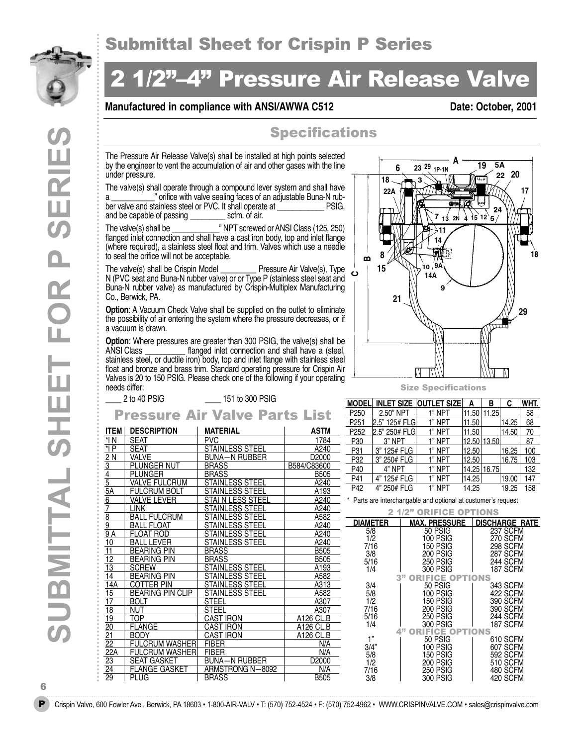# Submittal Sheet for Crispin P Series

# 2 1/2"–4" Pressure Air Release Valve

**Manufactured in compliance with ANSI/AWWA C512** **Date: October, 2001**

## Specifications

The Pressure Air Release Valve(s) shall be installed at high points selected by the engineer to vent the accumulation of air and other gases with the line under pressure.

The valve(s) shall operate through a compound lever system and shall have a __________" orifice with valve sealing faces of an adjustable Buna-N rubber valve and stainless steel or PVC. It shall operate at ___________ PSIG, and be capable of passing ________ scfm. of air.

The valve(s) shall be ___________" NPT screwed or ANSI Class (125, 250) flanged inlet connection and shall have a cast iron body, top and inlet flange (where required), a stainless steel float and trim. Valves which use a needle to seal the orifice will not be acceptable.

The valve(s) shall be Crispin Model ________ Pressure Air Valve(s), Type N (PVC seat and Buna-N rubber valve) or or Type P (stainless steel seat and Buna-N rubber valve) as manufactured by Crispin-Multiplex Manufacturing Co., Berwick, PA.

**Option**: A Vacuum Check Valve shall be supplied on the outlet to eliminate the possibility of air entering the system where the pressure decreases, or if a vacuum is drawn.

**Option**: Where pressures are greater than 300 PSIG, the valve(s) shall be ANSI Class _________ flanged inlet connection and shall have a (steel, stainless steel, or ductile iron) body, top and inlet flange with stainless steel float and bronze and brass trim. Standard operating pressure for Crispin Air Valves is 20 to 150 PSIG. Please check one of the following if your operating needs differ:

____ 2 to 40 PSIG ____ 151 to 300 PSIG

## Pressure Air Valve Parts List

| ITEM | DESCRIPTION | MATERIAL | ASTM |
|---|---|---|---|
| *I N | SEAT | PVC | 1784 |
| *I P | SEAT | STAINLESS STEEL | A240 |
| 2 N | VALVE | BUNA—N RUBBER | D2000 |
| 3 | PLUNGER NUT | BRASS | B584/C83600 |
| 4 | PLUNGER | BRASS | B505 |
| 5 | VALVE FULCRUM | STAINLESS STEEL | A240 |
| 5A | FULCRUM BOLT | STAINLESS STEEL | A193 |
| 6 | VALVE LEVER | STAI N LESS STEEL | A240 |
| 7 | LINK | STAINLESS STEEL | A240 |
| 8 | BALL FULCRUM | STAINLESS STEEL | A582 |
| 9 | BALL FLOAT | STAINLESS STEEL | A240 |
| 9 A | FLOAT ROD | STAINLESS STEEL | A240 |
| 10 | BALL LEVER | STAINLESS STEEL | A240 |
| 11 | BEARING PIN | BRASS | B505 |
| 12 | BEARING PIN | BRASS | B505 |
| 13 | SCREW | STAINLESS STEEL | A193 |
| 14 | BEARING PIN | STAINLESS STEEL | A582 |
| 14A | COTTER PIN | STAINLESS STEEL | A313 |
| 15 | BEARING PIN CLIP | STAINLESS STEEL | A582 |
| 17 | BOLT | STEEL | A307 |
| 18 | NUT | STEEL | A307 |
| 19 | TOP | CAST IRON | A126 CL.B |
| 20 | FLANGE | CAST IRON | A126 CL.B |
| 21 | BODY | CAST IRON | A126 CL.B |
| 22 | FULCRUM WASHER | FIBER | N/A |
| 22A | FULCRUM WASHER | FIBER | N/A |
| 23 | SEAT GASKET | BUNA—N RUBBER | D2000 |
| 24 | FLANGE GASKET | ARMSTRONG N—8092 | N/A |
| 29 | PLUG | BRASS | B505 |

### Size Specifications

| MODEL | INLET SIZE | OUTLET SIZE | A | B | C | WHT. |
|---|---|---|---|---|---|---|
| P250 | 2.50" NPT | 1" NPT | 11.50 | 11.25 | | 58 |
| P251 | 2.5" 125# FLG | 1" NPT | 11.50 | | 14.25 | 68 |
| P252 | 2.5" 250# FLG | 1" NPT | 11.50 | | 14.50 | 70 |
| P30 | 3" NPT | 1" NPT | 12.50 | 13.50 | | 87 |
| P31 | 3" 125# FLG | 1" NPT | 12.50 | | 16.25 | 100 |
| P32 | 3" 250# FLG | 1" NPT | 12.50 | | 16.75 | 103 |
| P40 | 4" NPT | 1" NPT | 14.25 | 16.75 | | 132 |
| P41 | 4" 125# FLG | 1" NPT | 14.25 | | 19.00 | 147 |
| P42 | 4" 250# FLG | 1" NPT | 14.25 | | 19.25 | 158 |

\* Parts are interchangable and optional at customer's request

| DIAMETER | MAX. PRESSURE | DISCHARGE RATE |
|---|---|---|
| **2 1/2" ORIFICE OPTIONS** | | |
| 5/8 | 50 PSIG | 237 SCFM |
| 1/2 | 100 PSIG | 270 SCFM |
| 7/16 | 150 PSIG | 298 SCFM |
| 3/8 | 200 PSIG | 287 SCFM |
| 5/16 | 250 PSIG | 244 SCFM |
| 1/4 | 300 PSIG | 187 SCFM |
| **3" ORIFICE OPTIONS** | | |
| 3/4 | 50 PSIG | 343 SCFM |
| 5/8 | 100 PSIG | 422 SCFM |
| 1/2 | 150 PSIG | 390 SCFM |
| 7/16 | 200 PSIG | 390 SCFM |
| 5/16 | 250 PSIG | 244 SCFM |
| 1/4 | 300 PSIG | 187 SCFM |
| **4" ORIFICE OPTIONS** | | |
| 1" | 50 PSIG | 610 SCFM |
| 3/4" | 100 PSIG | 607 SCFM |
| 5/8 | 150 PSIG | 592 SCFM |
| 1/2 | 200 PSIG | 510 SCFM |
| 7/16 | 250 PSIG | 480 SCFM |
| 3/8 | 300 PSIG | 420 SCFM |

Crispin Valve, 600 Fowler Ave., Berwick, PA 18603 • 1-800-AIR-VALV • T: (570) 752-4524 • F: (570) 752-4962 • WWW.CRISPINVALVE.COM • sales@crispinvalve.com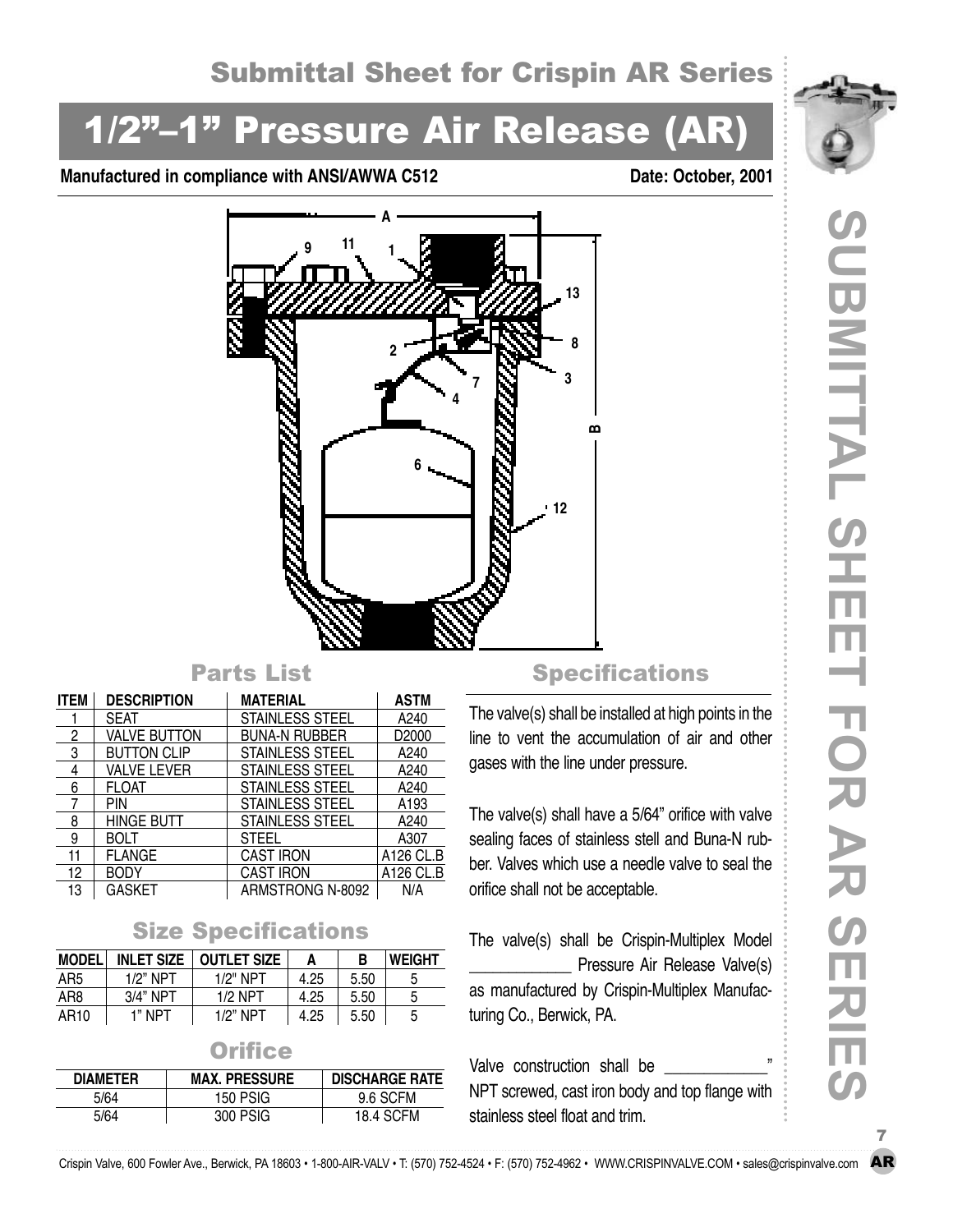# Submittal Sheet for Crispin AR Series

# 1/2"–1" Pressure Air Release (AR)

**Manufactured in compliance with ANSI/AWWA C512** **Date: October, 2001**

A
9
11
1
13
8
2
7
3
4
B
6
12

## Parts List

| ITEM | DESCRIPTION | MATERIAL | ASTM |
|---|---|---|---|
| 1 | SEAT | STAINLESS STEEL | A240 |
| 2 | VALVE BUTTON | BUNA-N RUBBER | D2000 |
| 3 | BUTTON CLIP | STAINLESS STEEL | A240 |
| 4 | VALVE LEVER | STAINLESS STEEL | A240 |
| 6 | FLOAT | STAINLESS STEEL | A240 |
| 7 | PIN | STAINLESS STEEL | A193 |
| 8 | HINGE BUTT | STAINLESS STEEL | A240 |
| 9 | BOLT | STEEL | A307 |
| 11 | FLANGE | CAST IRON | A126 CL.B |
| 12 | BODY | CAST IRON | A126 CL.B |
| 13 | GASKET | ARMSTRONG N-8092 | N/A |

## Size Specifications

| MODEL | INLET SIZE | OUTLET SIZE | A | B | WEIGHT |
|---|---|---|---|---|---|
| AR5 | 1/2" NPT | 1/2" NPT | 4.25 | 5.50 | 5 |
| AR8 | 3/4" NPT | 1/2 NPT | 4.25 | 5.50 | 5 |
| AR10 | 1" NPT | 1/2" NPT | 4.25 | 5.50 | 5 |

## Orifice

| DIAMETER | MAX. PRESSURE | DISCHARGE RATE |
|---|---|---|
| 5/64 | 150 PSIG | 9.6 SCFM |
| 5/64 | 300 PSIG | 18.4 SCFM |

## Specifications

The valve(s) shall be installed at high points in the line to vent the accumulation of air and other gases with the line under pressure.

The valve(s) shall have a 5/64" orifice with valve sealing faces of stainless stell and Buna-N rubber. Valves which use a needle valve to seal the orifice shall not be acceptable.

The valve(s) shall be Crispin-Multiplex Model ____________ Pressure Air Release Valve(s) as manufactured by Crispin-Multiplex Manufacturing Co., Berwick, PA.

Valve construction shall be ____________" NPT screwed, cast iron body and top flange with stainless steel float and trim.

**SUBMITTAL SHEET FOR AR SERIES**

Crispin Valve, 600 Fowler Ave., Berwick, PA 18603 • 1-800-AIR-VALV • T: (570) 752-4524 • F: (570) 752-4962 • WWW.CRISPINVALVE.COM • sales@crispinvalve.com